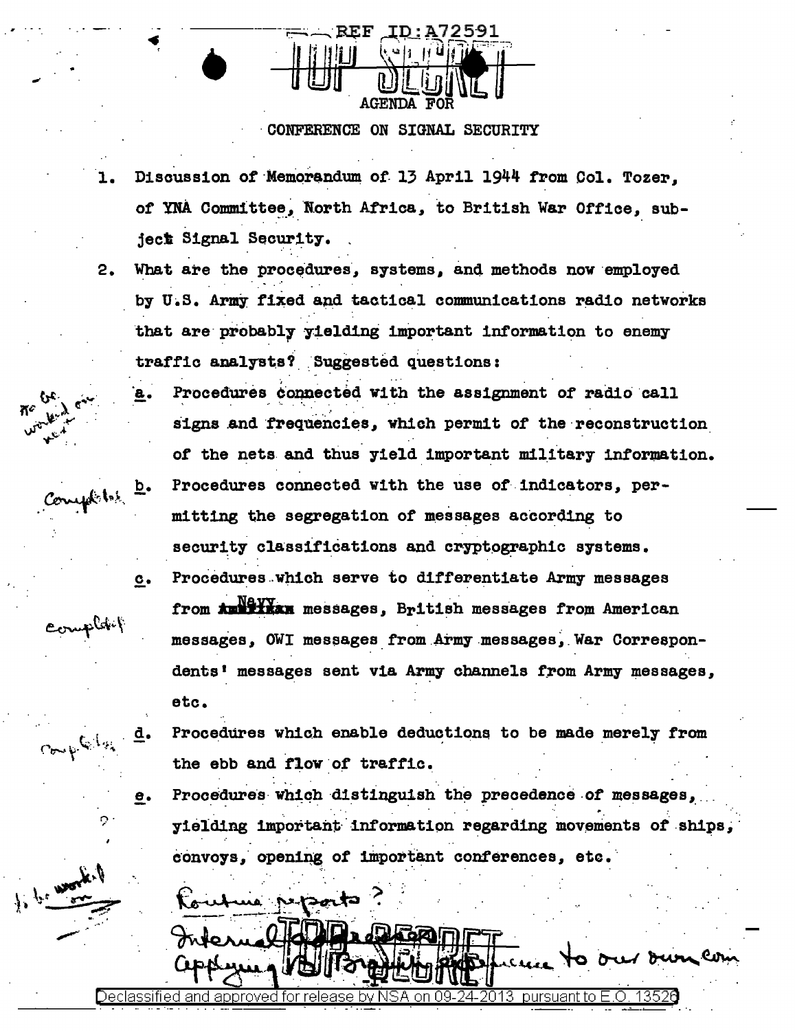REF ID:A72591

TOP SECRET

# AGENDA FOR
## CONFERENCE ON SIGNAL SECURITY

1. Discussion of Memorandum of 13 April 1944 from Col. Tozer, of YNA Committee, North Africa, to British War Office, subject Signal Security.

2. What are the procedures, systems, and methods now employed by U.S. Army fixed and tactical communications radio networks that are probably yielding important information to enemy traffic analysts? Suggested questions:

   a. Procedures connected with the assignment of radio call signs and frequencies, which permit of the reconstruction of the nets and thus yield important military information. *(To be worked on next.)*

   b. Procedures connected with the use of indicators, permitting the segregation of messages according to security classifications and cryptographic systems. *(Completed)*

   c. Procedures which serve to differentiate Army messages from ~~American~~ Navy messages, British messages from American messages, OWI messages from Army messages, War Correspondents' messages sent via Army channels from Army messages, etc. *(Completed)*

   d. Procedures which enable deductions to be made merely from the ebb and flow of traffic. *(Completed)*

   e. Procedures which distinguish the precedence of messages, yielding important information regarding movements of ships, convoys, opening of important conferences, etc. *(?)*

*To be worked on*

*Routine reports?*
*Internal [illegible]*
*Applying [illegible] experience to our own com*

TOP SECRET

Declassified and approved for release by NSA on 09-24-2013 pursuant to E.O. 13526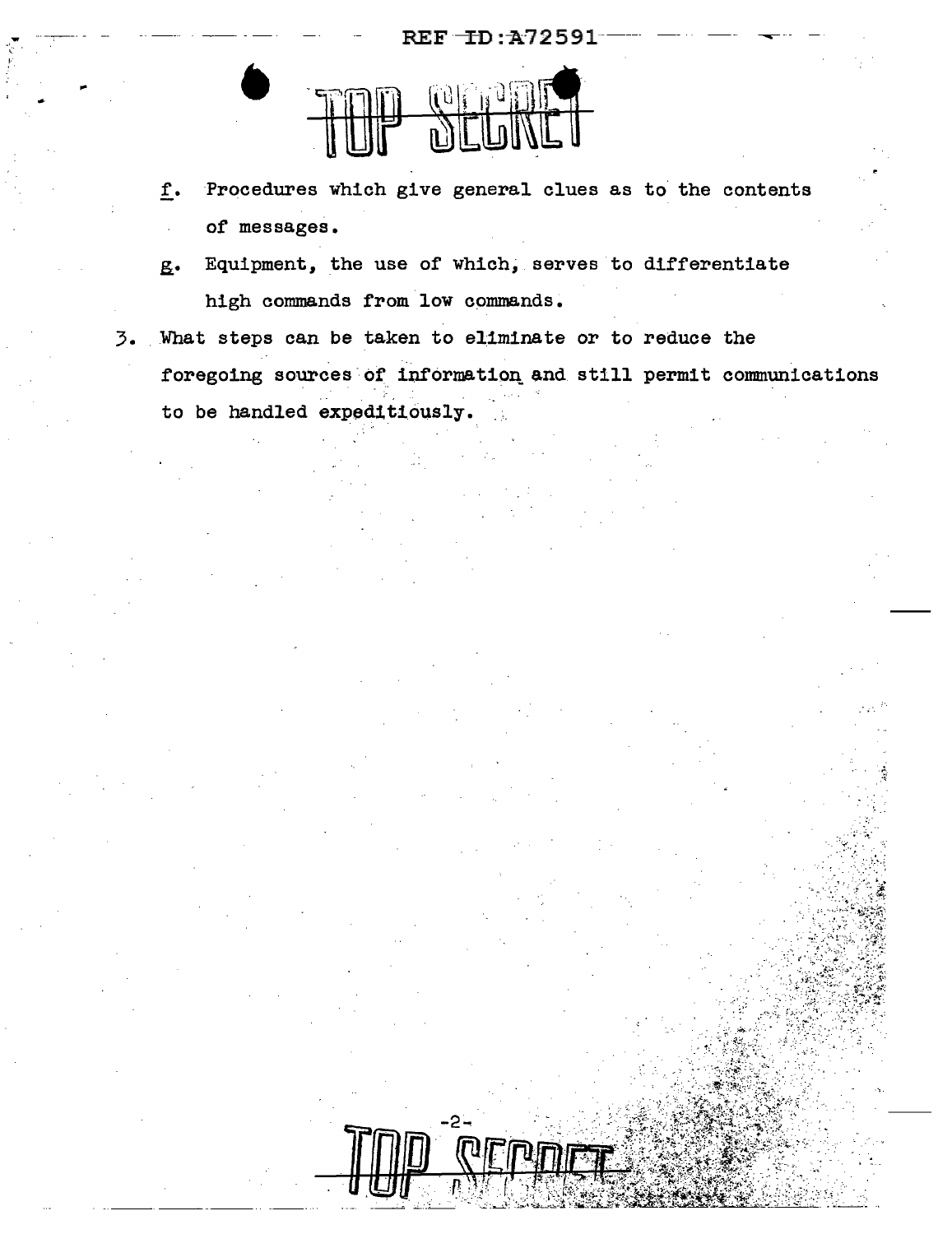f. Procedures which give general clues as to the contents of messages.

g. Equipment, the use of which, serves to differentiate high commands from low commands.

3. What steps can be taken to eliminate or to reduce the foregoing sources of information and still permit communications to be handled expeditiously.